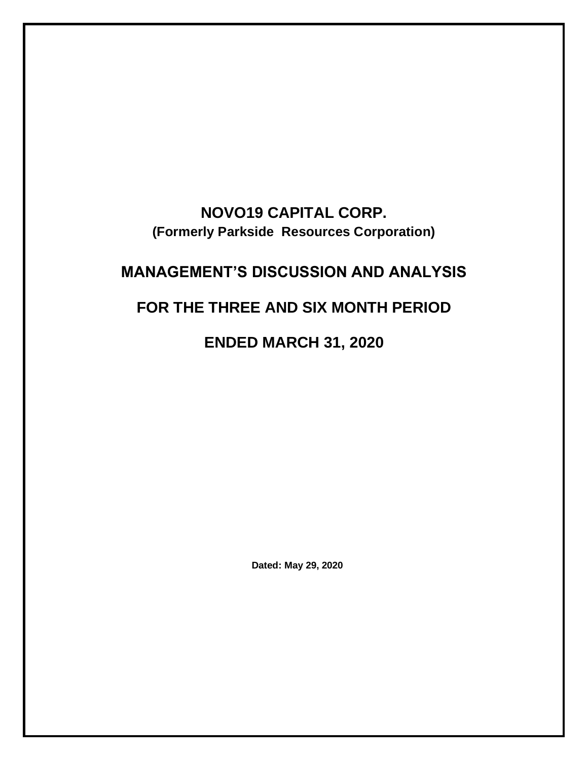# NOVO19 CAPITAL CORP.

**(Formerly Parkside  Resources Corporation)**

# MANAGEMENT'S DISCUSSION AND ANALYSIS

# FOR THE THREE AND SIX MONTH PERIOD

# ENDED MARCH 31, 2020

**Dated: May 29, 2020**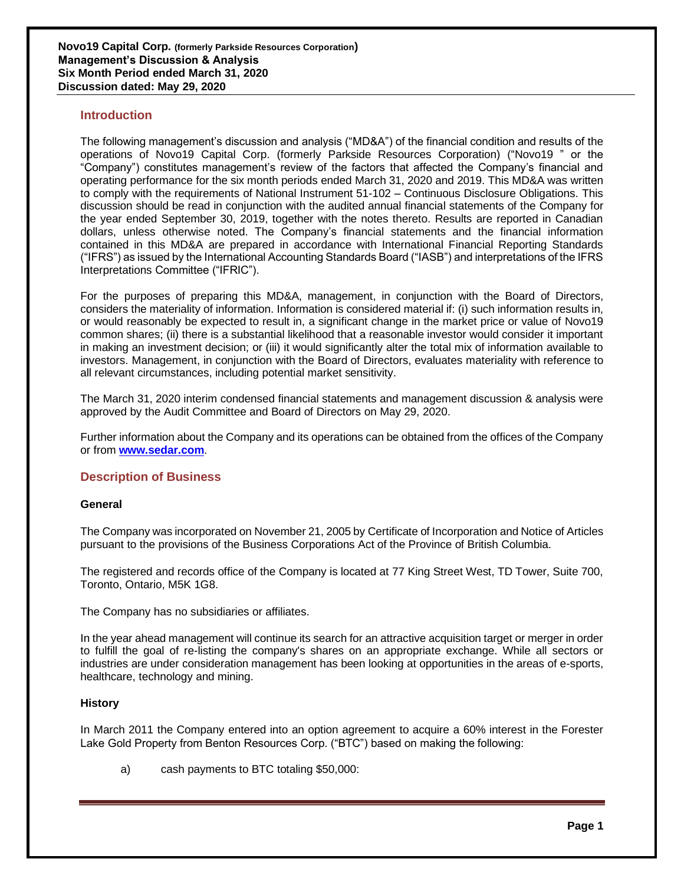**Novo19 Capital Corp. (formerly Parkside Resources Corporation)**
**Management's Discussion & Analysis**
**Six Month Period ended March 31, 2020**
**Discussion dated: May 29, 2020**

## Introduction

The following management's discussion and analysis ("MD&A") of the financial condition and results of the operations of Novo19 Capital Corp. (formerly Parkside Resources Corporation) ("Novo19 " or the "Company") constitutes management's review of the factors that affected the Company's financial and operating performance for the six month periods ended March 31, 2020 and 2019. This MD&A was written to comply with the requirements of National Instrument 51-102 – Continuous Disclosure Obligations. This discussion should be read in conjunction with the audited annual financial statements of the Company for the year ended September 30, 2019, together with the notes thereto. Results are reported in Canadian dollars, unless otherwise noted. The Company's financial statements and the financial information contained in this MD&A are prepared in accordance with International Financial Reporting Standards ("IFRS") as issued by the International Accounting Standards Board ("IASB") and interpretations of the IFRS Interpretations Committee ("IFRIC").

For the purposes of preparing this MD&A, management, in conjunction with the Board of Directors, considers the materiality of information. Information is considered material if: (i) such information results in, or would reasonably be expected to result in, a significant change in the market price or value of Novo19 common shares; (ii) there is a substantial likelihood that a reasonable investor would consider it important in making an investment decision; or (iii) it would significantly alter the total mix of information available to investors. Management, in conjunction with the Board of Directors, evaluates materiality with reference to all relevant circumstances, including potential market sensitivity.

The March 31, 2020 interim condensed financial statements and management discussion & analysis were approved by the Audit Committee and Board of Directors on May 29, 2020.

Further information about the Company and its operations can be obtained from the offices of the Company or from **www.sedar.com**.

## Description of Business

### General

The Company was incorporated on November 21, 2005 by Certificate of Incorporation and Notice of Articles pursuant to the provisions of the Business Corporations Act of the Province of British Columbia.

The registered and records office of the Company is located at 77 King Street West, TD Tower, Suite 700, Toronto, Ontario, M5K 1G8.

The Company has no subsidiaries or affiliates.

In the year ahead management will continue its search for an attractive acquisition target or merger in order to fulfill the goal of re-listing the company's shares on an appropriate exchange. While all sectors or industries are under consideration management has been looking at opportunities in the areas of e-sports, healthcare, technology and mining.

### History

In March 2011 the Company entered into an option agreement to acquire a 60% interest in the Forester Lake Gold Property from Benton Resources Corp. ("BTC") based on making the following:

a) cash payments to BTC totaling $50,000: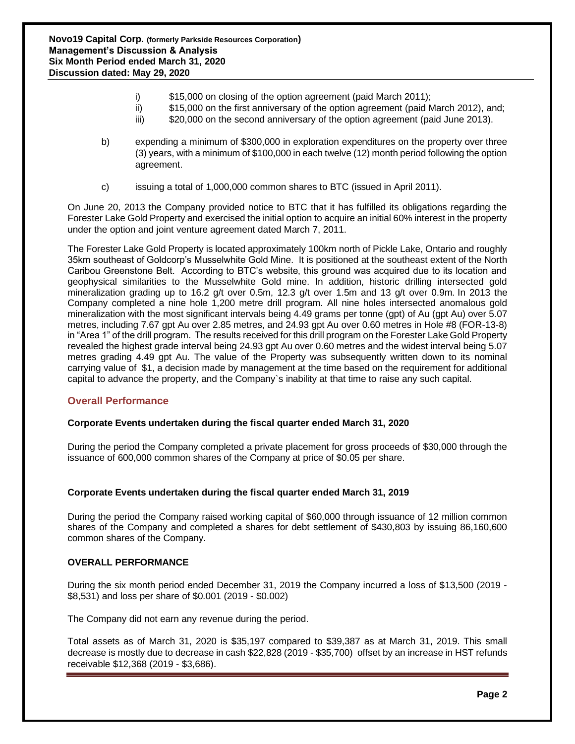i) $15,000 on closing of the option agreement (paid March 2011);
ii) $15,000 on the first anniversary of the option agreement (paid March 2012), and;
iii) $20,000 on the second anniversary of the option agreement (paid June 2013).

b) expending a minimum of $300,000 in exploration expenditures on the property over three (3) years, with a minimum of $100,000 in each twelve (12) month period following the option agreement.

c) issuing a total of 1,000,000 common shares to BTC (issued in April 2011).

On June 20, 2013 the Company provided notice to BTC that it has fulfilled its obligations regarding the Forester Lake Gold Property and exercised the initial option to acquire an initial 60% interest in the property under the option and joint venture agreement dated March 7, 2011.

The Forester Lake Gold Property is located approximately 100km north of Pickle Lake, Ontario and roughly 35km southeast of Goldcorp's Musselwhite Gold Mine. It is positioned at the southeast extent of the North Caribou Greenstone Belt. According to BTC's website, this ground was acquired due to its location and geophysical similarities to the Musselwhite Gold mine. In addition, historic drilling intersected gold mineralization grading up to 16.2 g/t over 0.5m, 12.3 g/t over 1.5m and 13 g/t over 0.9m. In 2013 the Company completed a nine hole 1,200 metre drill program. All nine holes intersected anomalous gold mineralization with the most significant intervals being 4.49 grams per tonne (gpt) of Au (gpt Au) over 5.07 metres, including 7.67 gpt Au over 2.85 metres, and 24.93 gpt Au over 0.60 metres in Hole #8 (FOR-13-8) in "Area 1" of the drill program. The results received for this drill program on the Forester Lake Gold Property revealed the highest grade interval being 24.93 gpt Au over 0.60 metres and the widest interval being 5.07 metres grading 4.49 gpt Au. The value of the Property was subsequently written down to its nominal carrying value of $1, a decision made by management at the time based on the requirement for additional capital to advance the property, and the Company`s inability at that time to raise any such capital.

## Overall Performance

**Corporate Events undertaken during the fiscal quarter ended March 31, 2020**

During the period the Company completed a private placement for gross proceeds of $30,000 through the issuance of 600,000 common shares of the Company at price of $0.05 per share.

**Corporate Events undertaken during the fiscal quarter ended March 31, 2019**

During the period the Company raised working capital of $60,000 through issuance of 12 million common shares of the Company and completed a shares for debt settlement of $430,803 by issuing 86,160,600 common shares of the Company.

**OVERALL PERFORMANCE**

During the six month period ended December 31, 2019 the Company incurred a loss of $13,500 (2019 - $8,531) and loss per share of $0.001 (2019 - $0.002)

The Company did not earn any revenue during the period.

Total assets as of March 31, 2020 is $35,197 compared to $39,387 as at March 31, 2019. This small decrease is mostly due to decrease in cash $22,828 (2019 - $35,700) offset by an increase in HST refunds receivable $12,368 (2019 - $3,686).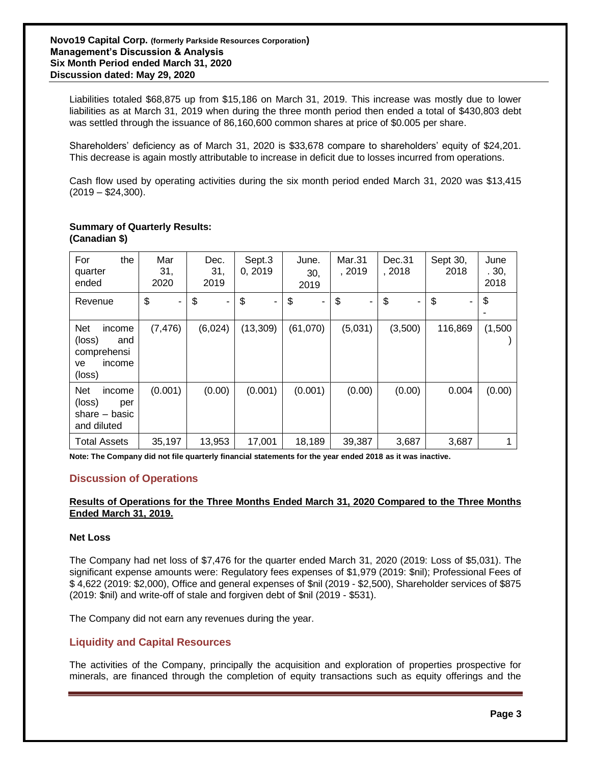Liabilities totaled $68,875 up from $15,186 on March 31, 2019. This increase was mostly due to lower liabilities as at March 31, 2019 when during the three month period then ended a total of $430,803 debt was settled through the issuance of 86,160,600 common shares at price of $0.005 per share.

Shareholders' deficiency as of March 31, 2020 is $33,678 compare to shareholders' equity of $24,201. This decrease is again mostly attributable to increase in deficit due to losses incurred from operations.

Cash flow used by operating activities during the six month period ended March 31, 2020 was $13,415 (2019 – $24,300).

**Summary of Quarterly Results:**
**(Canadian $)**

| For the quarter ended | Mar 31, 2020 | Dec. 31, 2019 | Sept.30, 2019 | June. 30, 2019 | Mar.31, 2019 | Dec.31, 2018 | Sept 30, 2018 | June. 30, 2018 |
|---|---|---|---|---|---|---|---|---|
| Revenue | $ - | $ - | $ - | $ - | $ - | $ - | $ - | $ - |
| Net income (loss) and comprehensive income (loss) | (7,476) | (6,024) | (13,309) | (61,070) | (5,031) | (3,500) | 116,869 | (1,500) |
| Net income (loss) per share – basic and diluted | (0.001) | (0.00) | (0.001) | (0.001) | (0.00) | (0.00) | 0.004 | (0.00) |
| Total Assets | 35,197 | 13,953 | 17,001 | 18,189 | 39,387 | 3,687 | 3,687 | 1 |

**Note: The Company did not file quarterly financial statements for the year ended 2018 as it was inactive.**

## Discussion of Operations

**Results of Operations for the Three Months Ended March 31, 2020 Compared to the Three Months Ended March 31, 2019.**

### Net Loss

The Company had net loss of $7,476 for the quarter ended March 31, 2020 (2019: Loss of $5,031). The significant expense amounts were: Regulatory fees expenses of $1,979 (2019: $nil); Professional Fees of $ 4,622 (2019: $2,000), Office and general expenses of $nil (2019 - $2,500), Shareholder services of $875 (2019: $nil) and write-off of stale and forgiven debt of $nil (2019 - $531).

The Company did not earn any revenues during the year.

## Liquidity and Capital Resources

The activities of the Company, principally the acquisition and exploration of properties prospective for minerals, are financed through the completion of equity transactions such as equity offerings and the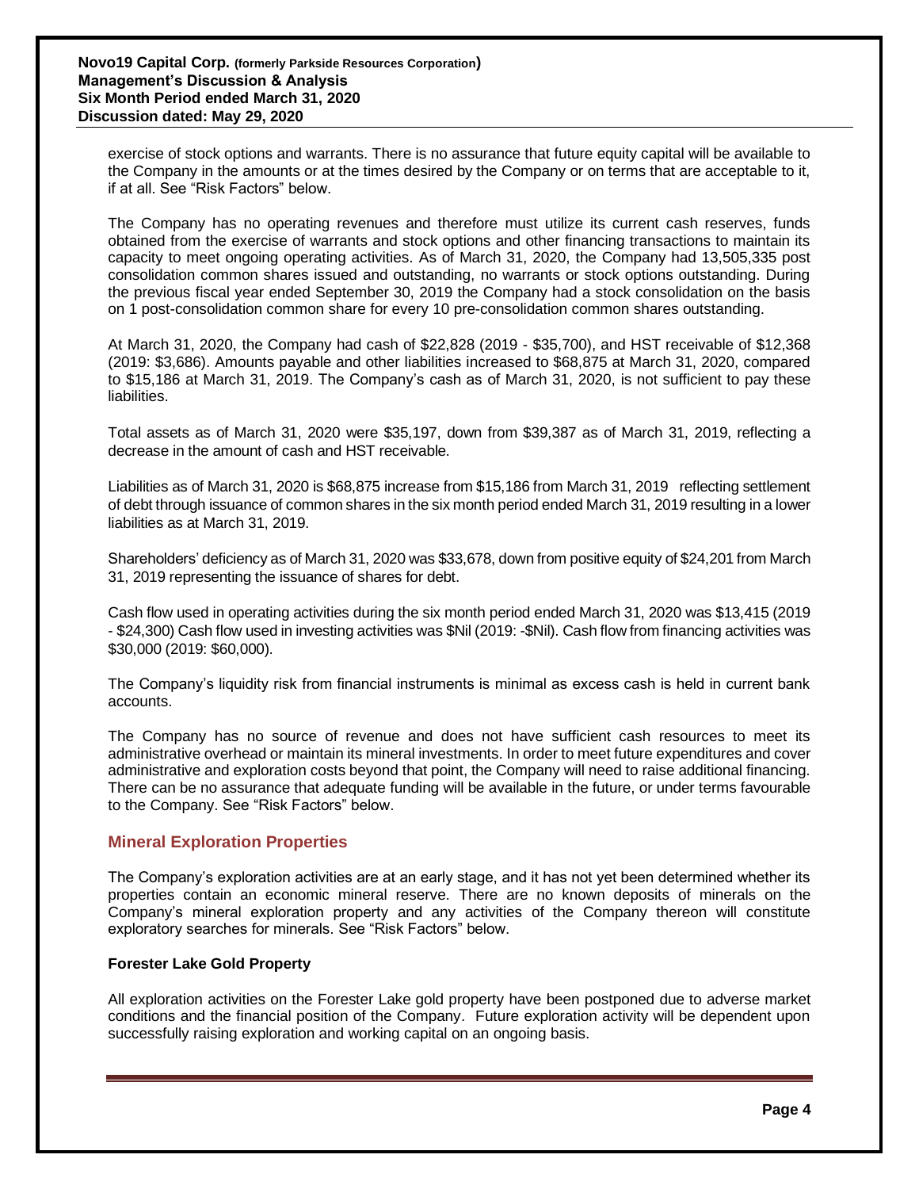exercise of stock options and warrants. There is no assurance that future equity capital will be available to the Company in the amounts or at the times desired by the Company or on terms that are acceptable to it, if at all. See "Risk Factors" below.

The Company has no operating revenues and therefore must utilize its current cash reserves, funds obtained from the exercise of warrants and stock options and other financing transactions to maintain its capacity to meet ongoing operating activities. As of March 31, 2020, the Company had 13,505,335 post consolidation common shares issued and outstanding, no warrants or stock options outstanding. During the previous fiscal year ended September 30, 2019 the Company had a stock consolidation on the basis on 1 post-consolidation common share for every 10 pre-consolidation common shares outstanding.

At March 31, 2020, the Company had cash of $22,828 (2019 - $35,700), and HST receivable of $12,368 (2019: $3,686). Amounts payable and other liabilities increased to $68,875 at March 31, 2020, compared to $15,186 at March 31, 2019. The Company's cash as of March 31, 2020, is not sufficient to pay these liabilities.

Total assets as of March 31, 2020 were $35,197, down from $39,387 as of March 31, 2019, reflecting a decrease in the amount of cash and HST receivable.

Liabilities as of March 31, 2020 is $68,875 increase from $15,186 from March 31, 2019 reflecting settlement of debt through issuance of common shares in the six month period ended March 31, 2019 resulting in a lower liabilities as at March 31, 2019.

Shareholders' deficiency as of March 31, 2020 was $33,678, down from positive equity of $24,201 from March 31, 2019 representing the issuance of shares for debt.

Cash flow used in operating activities during the six month period ended March 31, 2020 was $13,415 (2019 - $24,300) Cash flow used in investing activities was $Nil (2019: -$Nil). Cash flow from financing activities was $30,000 (2019: $60,000).

The Company's liquidity risk from financial instruments is minimal as excess cash is held in current bank accounts.

The Company has no source of revenue and does not have sufficient cash resources to meet its administrative overhead or maintain its mineral investments. In order to meet future expenditures and cover administrative and exploration costs beyond that point, the Company will need to raise additional financing. There can be no assurance that adequate funding will be available in the future, or under terms favourable to the Company. See "Risk Factors" below.

## Mineral Exploration Properties

The Company's exploration activities are at an early stage, and it has not yet been determined whether its properties contain an economic mineral reserve. There are no known deposits of minerals on the Company's mineral exploration property and any activities of the Company thereon will constitute exploratory searches for minerals. See "Risk Factors" below.

### Forester Lake Gold Property

All exploration activities on the Forester Lake gold property have been postponed due to adverse market conditions and the financial position of the Company. Future exploration activity will be dependent upon successfully raising exploration and working capital on an ongoing basis.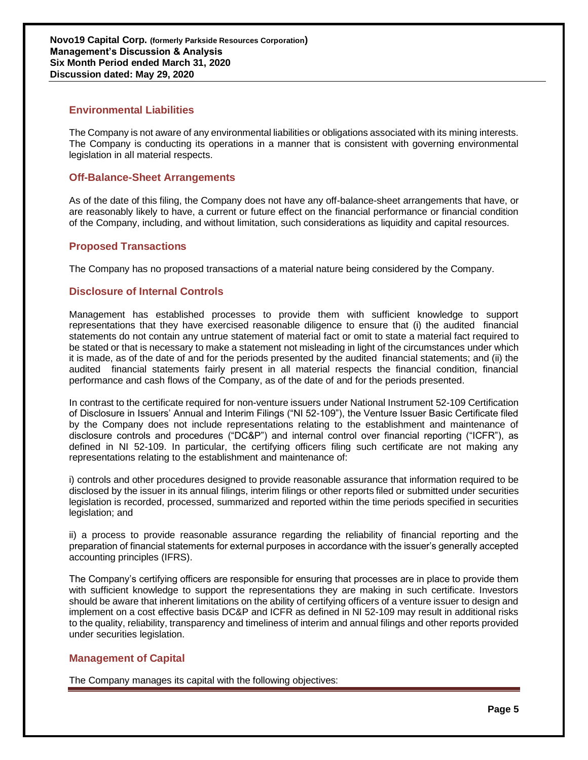## Environmental Liabilities

The Company is not aware of any environmental liabilities or obligations associated with its mining interests. The Company is conducting its operations in a manner that is consistent with governing environmental legislation in all material respects.

## Off-Balance-Sheet Arrangements

As of the date of this filing, the Company does not have any off-balance-sheet arrangements that have, or are reasonably likely to have, a current or future effect on the financial performance or financial condition of the Company, including, and without limitation, such considerations as liquidity and capital resources.

## Proposed Transactions

The Company has no proposed transactions of a material nature being considered by the Company.

## Disclosure of Internal Controls

Management has established processes to provide them with sufficient knowledge to support representations that they have exercised reasonable diligence to ensure that (i) the audited financial statements do not contain any untrue statement of material fact or omit to state a material fact required to be stated or that is necessary to make a statement not misleading in light of the circumstances under which it is made, as of the date of and for the periods presented by the audited financial statements; and (ii) the audited financial statements fairly present in all material respects the financial condition, financial performance and cash flows of the Company, as of the date of and for the periods presented.

In contrast to the certificate required for non-venture issuers under National Instrument 52-109 Certification of Disclosure in Issuers' Annual and Interim Filings ("NI 52-109"), the Venture Issuer Basic Certificate filed by the Company does not include representations relating to the establishment and maintenance of disclosure controls and procedures ("DC&P") and internal control over financial reporting ("ICFR"), as defined in NI 52-109. In particular, the certifying officers filing such certificate are not making any representations relating to the establishment and maintenance of:

i) controls and other procedures designed to provide reasonable assurance that information required to be disclosed by the issuer in its annual filings, interim filings or other reports filed or submitted under securities legislation is recorded, processed, summarized and reported within the time periods specified in securities legislation; and

ii) a process to provide reasonable assurance regarding the reliability of financial reporting and the preparation of financial statements for external purposes in accordance with the issuer's generally accepted accounting principles (IFRS).

The Company's certifying officers are responsible for ensuring that processes are in place to provide them with sufficient knowledge to support the representations they are making in such certificate. Investors should be aware that inherent limitations on the ability of certifying officers of a venture issuer to design and implement on a cost effective basis DC&P and ICFR as defined in NI 52-109 may result in additional risks to the quality, reliability, transparency and timeliness of interim and annual filings and other reports provided under securities legislation.

## Management of Capital

The Company manages its capital with the following objectives: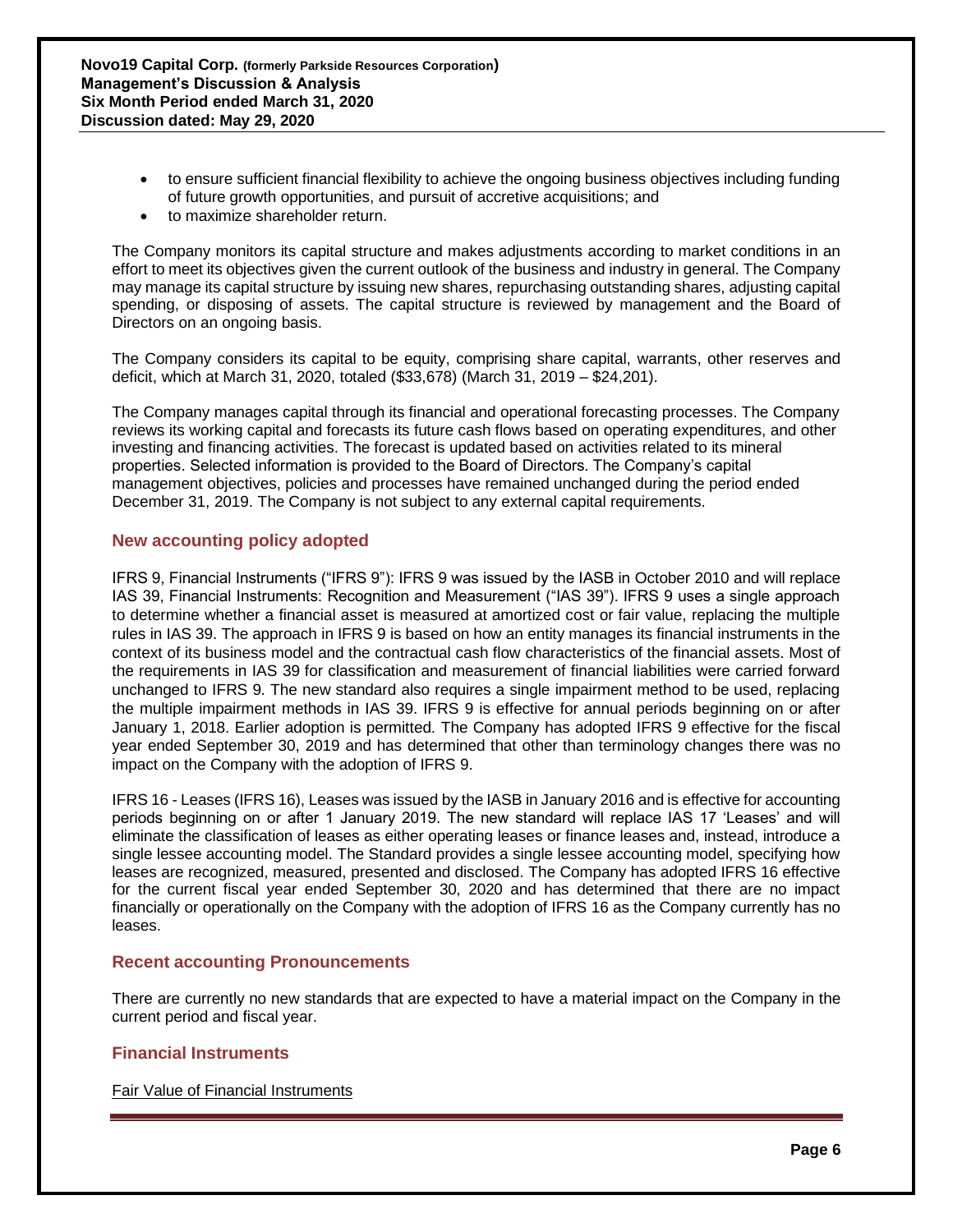- to ensure sufficient financial flexibility to achieve the ongoing business objectives including funding of future growth opportunities, and pursuit of accretive acquisitions; and
- to maximize shareholder return.

The Company monitors its capital structure and makes adjustments according to market conditions in an effort to meet its objectives given the current outlook of the business and industry in general. The Company may manage its capital structure by issuing new shares, repurchasing outstanding shares, adjusting capital spending, or disposing of assets. The capital structure is reviewed by management and the Board of Directors on an ongoing basis.

The Company considers its capital to be equity, comprising share capital, warrants, other reserves and deficit, which at March 31, 2020, totaled ($33,678) (March 31, 2019 – $24,201).

The Company manages capital through its financial and operational forecasting processes. The Company reviews its working capital and forecasts its future cash flows based on operating expenditures, and other investing and financing activities. The forecast is updated based on activities related to its mineral properties. Selected information is provided to the Board of Directors. The Company's capital management objectives, policies and processes have remained unchanged during the period ended December 31, 2019. The Company is not subject to any external capital requirements.

## New accounting policy adopted

IFRS 9, Financial Instruments ("IFRS 9"): IFRS 9 was issued by the IASB in October 2010 and will replace IAS 39, Financial Instruments: Recognition and Measurement ("IAS 39"). IFRS 9 uses a single approach to determine whether a financial asset is measured at amortized cost or fair value, replacing the multiple rules in IAS 39. The approach in IFRS 9 is based on how an entity manages its financial instruments in the context of its business model and the contractual cash flow characteristics of the financial assets. Most of the requirements in IAS 39 for classification and measurement of financial liabilities were carried forward unchanged to IFRS 9. The new standard also requires a single impairment method to be used, replacing the multiple impairment methods in IAS 39. IFRS 9 is effective for annual periods beginning on or after January 1, 2018. Earlier adoption is permitted. The Company has adopted IFRS 9 effective for the fiscal year ended September 30, 2019 and has determined that other than terminology changes there was no impact on the Company with the adoption of IFRS 9.

IFRS 16 - Leases (IFRS 16), Leases was issued by the IASB in January 2016 and is effective for accounting periods beginning on or after 1 January 2019. The new standard will replace IAS 17 'Leases' and will eliminate the classification of leases as either operating leases or finance leases and, instead, introduce a single lessee accounting model. The Standard provides a single lessee accounting model, specifying how leases are recognized, measured, presented and disclosed. The Company has adopted IFRS 16 effective for the current fiscal year ended September 30, 2020 and has determined that there are no impact financially or operationally on the Company with the adoption of IFRS 16 as the Company currently has no leases.

## Recent accounting Pronouncements

There are currently no new standards that are expected to have a material impact on the Company in the current period and fiscal year.

## Financial Instruments

Fair Value of Financial Instruments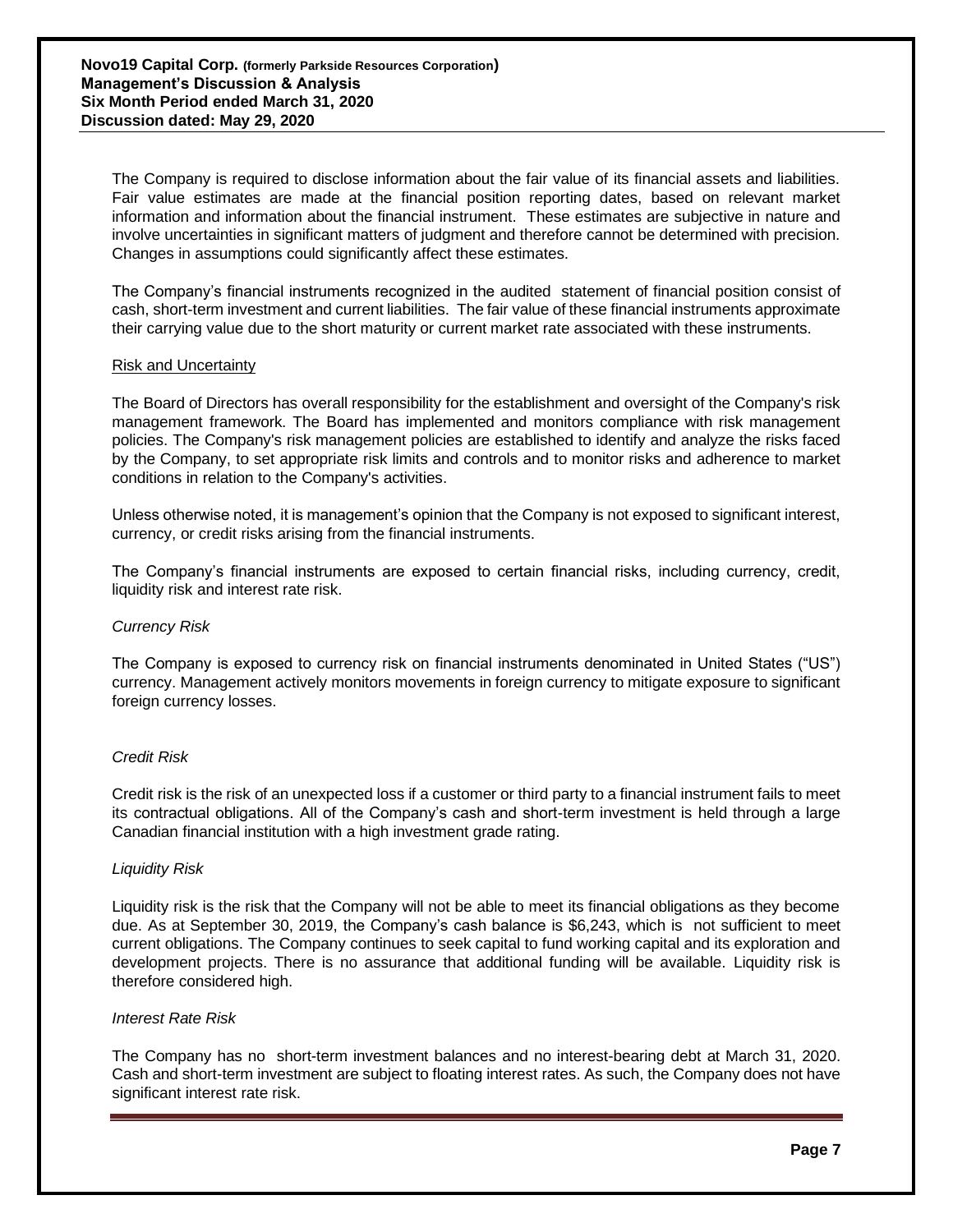The Company is required to disclose information about the fair value of its financial assets and liabilities. Fair value estimates are made at the financial position reporting dates, based on relevant market information and information about the financial instrument. These estimates are subjective in nature and involve uncertainties in significant matters of judgment and therefore cannot be determined with precision. Changes in assumptions could significantly affect these estimates.

The Company's financial instruments recognized in the audited statement of financial position consist of cash, short-term investment and current liabilities. The fair value of these financial instruments approximate their carrying value due to the short maturity or current market rate associated with these instruments.

## Risk and Uncertainty

The Board of Directors has overall responsibility for the establishment and oversight of the Company's risk management framework. The Board has implemented and monitors compliance with risk management policies. The Company's risk management policies are established to identify and analyze the risks faced by the Company, to set appropriate risk limits and controls and to monitor risks and adherence to market conditions in relation to the Company's activities.

Unless otherwise noted, it is management's opinion that the Company is not exposed to significant interest, currency, or credit risks arising from the financial instruments.

The Company's financial instruments are exposed to certain financial risks, including currency, credit, liquidity risk and interest rate risk.

### *Currency Risk*

The Company is exposed to currency risk on financial instruments denominated in United States ("US") currency. Management actively monitors movements in foreign currency to mitigate exposure to significant foreign currency losses.

### *Credit Risk*

Credit risk is the risk of an unexpected loss if a customer or third party to a financial instrument fails to meet its contractual obligations. All of the Company's cash and short-term investment is held through a large Canadian financial institution with a high investment grade rating.

### *Liquidity Risk*

Liquidity risk is the risk that the Company will not be able to meet its financial obligations as they become due. As at September 30, 2019, the Company's cash balance is $6,243, which is not sufficient to meet current obligations. The Company continues to seek capital to fund working capital and its exploration and development projects. There is no assurance that additional funding will be available. Liquidity risk is therefore considered high.

### *Interest Rate Risk*

The Company has no short-term investment balances and no interest-bearing debt at March 31, 2020. Cash and short-term investment are subject to floating interest rates. As such, the Company does not have significant interest rate risk.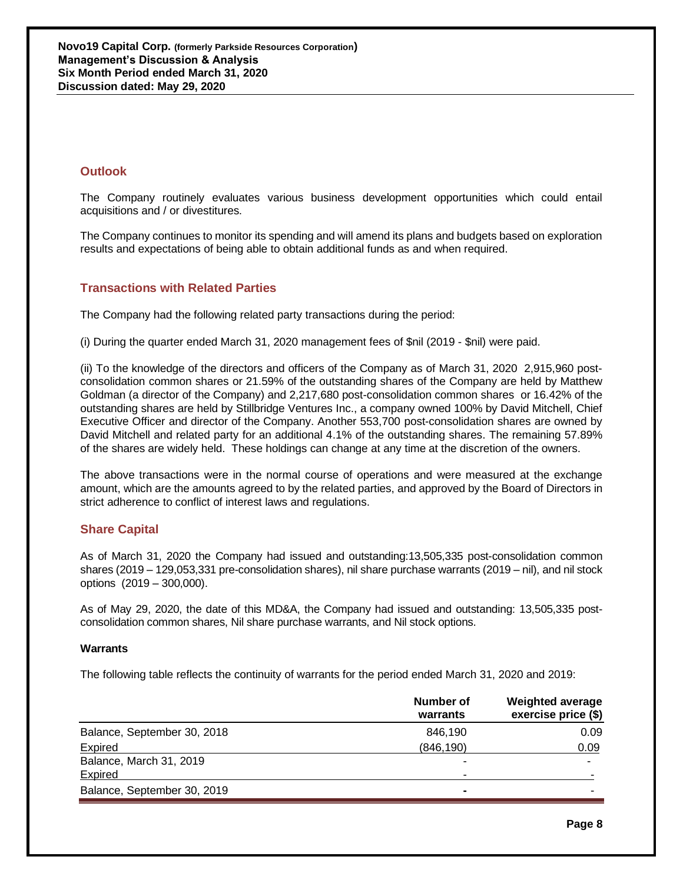## Outlook

The Company routinely evaluates various business development opportunities which could entail acquisitions and / or divestitures.

The Company continues to monitor its spending and will amend its plans and budgets based on exploration results and expectations of being able to obtain additional funds as and when required.

## Transactions with Related Parties

The Company had the following related party transactions during the period:

(i) During the quarter ended March 31, 2020 management fees of $nil (2019 - $nil) were paid.

(ii) To the knowledge of the directors and officers of the Company as of March 31, 2020 2,915,960 post-consolidation common shares or 21.59% of the outstanding shares of the Company are held by Matthew Goldman (a director of the Company) and 2,217,680 post-consolidation common shares or 16.42% of the outstanding shares are held by Stillbridge Ventures Inc., a company owned 100% by David Mitchell, Chief Executive Officer and director of the Company. Another 553,700 post-consolidation shares are owned by David Mitchell and related party for an additional 4.1% of the outstanding shares. The remaining 57.89% of the shares are widely held. These holdings can change at any time at the discretion of the owners.

The above transactions were in the normal course of operations and were measured at the exchange amount, which are the amounts agreed to by the related parties, and approved by the Board of Directors in strict adherence to conflict of interest laws and regulations.

## Share Capital

As of March 31, 2020 the Company had issued and outstanding:13,505,335 post-consolidation common shares (2019 – 129,053,331 pre-consolidation shares), nil share purchase warrants (2019 – nil), and nil stock options (2019 – 300,000).

As of May 29, 2020, the date of this MD&A, the Company had issued and outstanding: 13,505,335 post-consolidation common shares, Nil share purchase warrants, and Nil stock options.

### Warrants

The following table reflects the continuity of warrants for the period ended March 31, 2020 and 2019:

| | Number of warrants | Weighted average exercise price ($) |
|---|---|---|
| Balance, September 30, 2018 | 846,190 | 0.09 |
| Expired | (846,190) | 0.09 |
| Balance, March 31, 2019 | - | - |
| Expired | - | - |
| Balance, September 30, 2019 | - | - |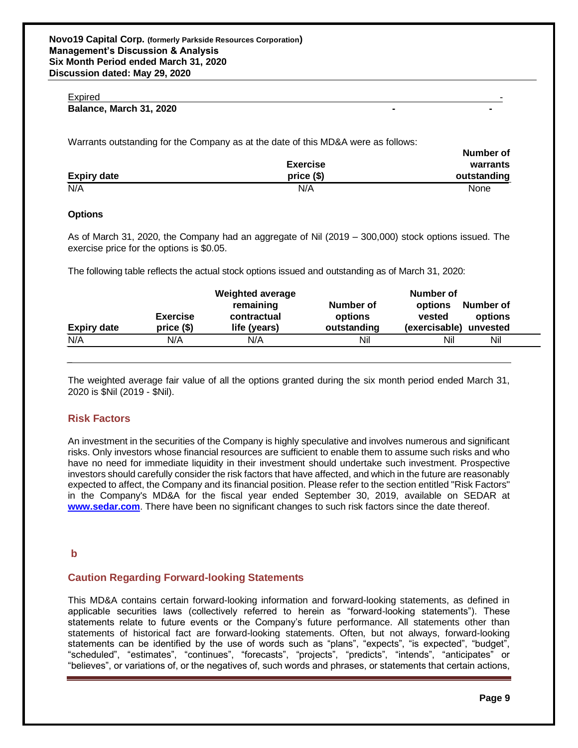| | | |
|---|---|---|
| Expired | | - |
| **Balance, March 31, 2020** | **-** | **-** |

Warrants outstanding for the Company as at the date of this MD&A were as follows:

| Expiry date | Exercise price ($) | Number of warrants outstanding |
|---|---|---|
| N/A | N/A | None |

**Options**

As of March 31, 2020, the Company had an aggregate of Nil (2019 – 300,000) stock options issued. The exercise price for the options is $0.05.

The following table reflects the actual stock options issued and outstanding as of March 31, 2020:

| Expiry date | Exercise price ($) | Weighted average remaining contractual life (years) | Number of options outstanding | Number of options vested (exercisable) | Number of options unvested |
|---|---|---|---|---|---|
| N/A | N/A | N/A | Nil | Nil | Nil |

The weighted average fair value of all the options granted during the six month period ended March 31, 2020 is $Nil (2019 - $Nil).

## Risk Factors

An investment in the securities of the Company is highly speculative and involves numerous and significant risks. Only investors whose financial resources are sufficient to enable them to assume such risks and who have no need for immediate liquidity in their investment should undertake such investment. Prospective investors should carefully consider the risk factors that have affected, and which in the future are reasonably expected to affect, the Company and its financial position. Please refer to the section entitled "Risk Factors" in the Company's MD&A for the fiscal year ended September 30, 2019, available on SEDAR at **www.sedar.com**. There have been no significant changes to such risk factors since the date thereof.

**b**

## Caution Regarding Forward-looking Statements

This MD&A contains certain forward-looking information and forward-looking statements, as defined in applicable securities laws (collectively referred to herein as "forward-looking statements"). These statements relate to future events or the Company's future performance. All statements other than statements of historical fact are forward-looking statements. Often, but not always, forward-looking statements can be identified by the use of words such as "plans", "expects", "is expected", "budget", "scheduled", "estimates", "continues", "forecasts", "projects", "predicts", "intends", "anticipates" or "believes", or variations of, or the negatives of, such words and phrases, or statements that certain actions,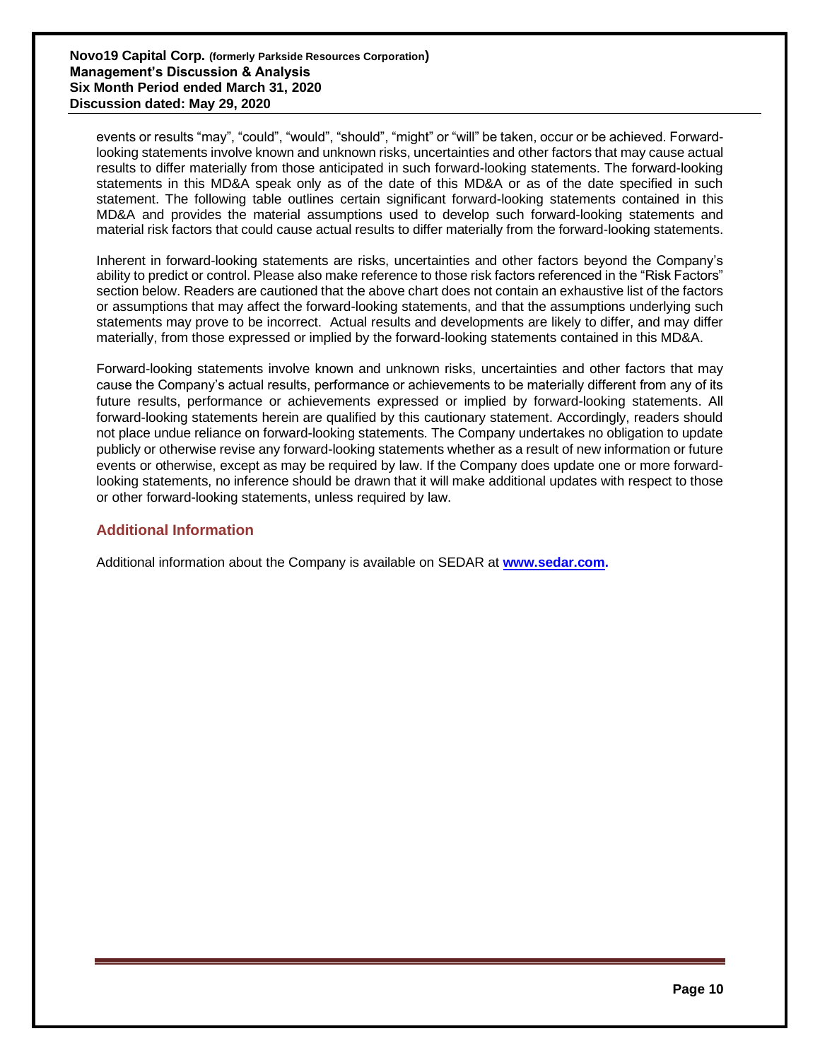events or results "may", "could", "would", "should", "might" or "will" be taken, occur or be achieved. Forward-looking statements involve known and unknown risks, uncertainties and other factors that may cause actual results to differ materially from those anticipated in such forward-looking statements. The forward-looking statements in this MD&A speak only as of the date of this MD&A or as of the date specified in such statement. The following table outlines certain significant forward-looking statements contained in this MD&A and provides the material assumptions used to develop such forward-looking statements and material risk factors that could cause actual results to differ materially from the forward-looking statements.

Inherent in forward-looking statements are risks, uncertainties and other factors beyond the Company's ability to predict or control. Please also make reference to those risk factors referenced in the "Risk Factors" section below. Readers are cautioned that the above chart does not contain an exhaustive list of the factors or assumptions that may affect the forward-looking statements, and that the assumptions underlying such statements may prove to be incorrect. Actual results and developments are likely to differ, and may differ materially, from those expressed or implied by the forward-looking statements contained in this MD&A.

Forward-looking statements involve known and unknown risks, uncertainties and other factors that may cause the Company's actual results, performance or achievements to be materially different from any of its future results, performance or achievements expressed or implied by forward-looking statements. All forward-looking statements herein are qualified by this cautionary statement. Accordingly, readers should not place undue reliance on forward-looking statements. The Company undertakes no obligation to update publicly or otherwise revise any forward-looking statements whether as a result of new information or future events or otherwise, except as may be required by law. If the Company does update one or more forward-looking statements, no inference should be drawn that it will make additional updates with respect to those or other forward-looking statements, unless required by law.

## Additional Information

Additional information about the Company is available on SEDAR at **www.sedar.com.**